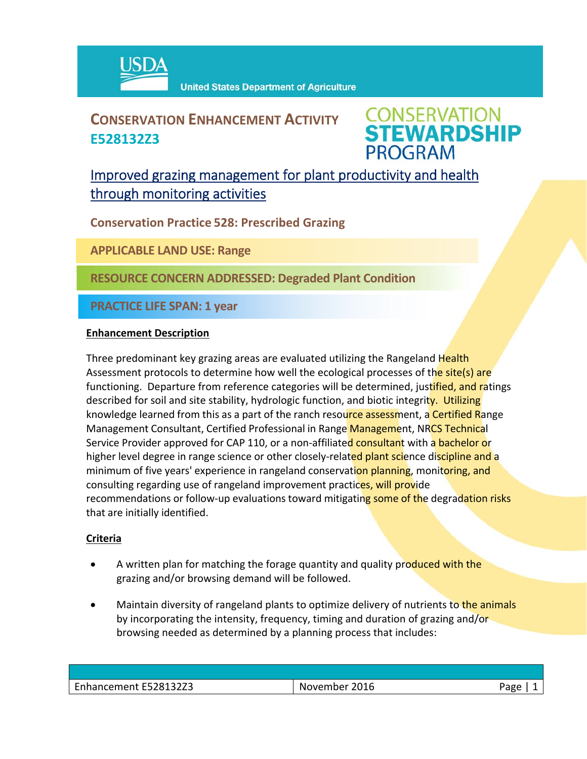# CONSERVATION ENHANCEMENT ACTIVITY
**E528132Z3**

CONSERVATION STEWARDSHIP PROGRAM

## Improved grazing management for plant productivity and health through monitoring activities

**Conservation Practice 528: Prescribed Grazing**

**APPLICABLE LAND USE: Range**

**RESOURCE CONCERN ADDRESSED: Degraded Plant Condition**

**PRACTICE LIFE SPAN: 1 year**

### Enhancement Description

Three predominant key grazing areas are evaluated utilizing the Rangeland Health Assessment protocols to determine how well the ecological processes of the site(s) are functioning. Departure from reference categories will be determined, justified, and ratings described for soil and site stability, hydrologic function, and biotic integrity. Utilizing knowledge learned from this as a part of the ranch resource assessment, a Certified Range Management Consultant, Certified Professional in Range Management, NRCS Technical Service Provider approved for CAP 110, or a non-affiliated consultant with a bachelor or higher level degree in range science or other closely-related plant science discipline and a minimum of five years' experience in rangeland conservation planning, monitoring, and consulting regarding use of rangeland improvement practices, will provide recommendations or follow-up evaluations toward mitigating some of the degradation risks that are initially identified.

### Criteria

- A written plan for matching the forage quantity and quality produced with the grazing and/or browsing demand will be followed.
- Maintain diversity of rangeland plants to optimize delivery of nutrients to the animals by incorporating the intensity, frequency, timing and duration of grazing and/or browsing needed as determined by a planning process that includes: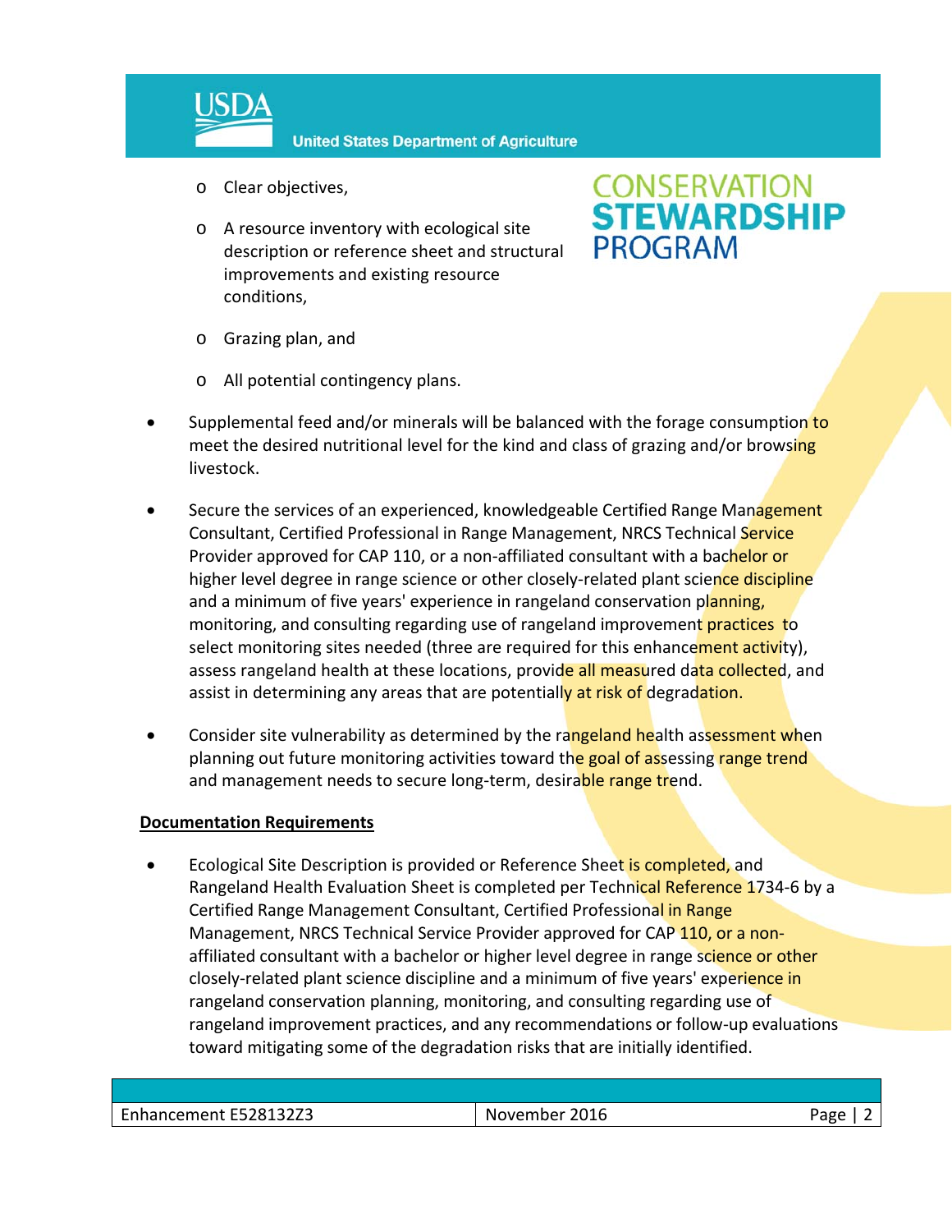- Clear objectives,
- A resource inventory with ecological site description or reference sheet and structural improvements and existing resource conditions,
- Grazing plan, and
- All potential contingency plans.

- Supplemental feed and/or minerals will be balanced with the forage consumption to meet the desired nutritional level for the kind and class of grazing and/or browsing livestock.

- Secure the services of an experienced, knowledgeable Certified Range Management Consultant, Certified Professional in Range Management, NRCS Technical Service Provider approved for CAP 110, or a non-affiliated consultant with a bachelor or higher level degree in range science or other closely-related plant science discipline and a minimum of five years' experience in rangeland conservation planning, monitoring, and consulting regarding use of rangeland improvement practices to select monitoring sites needed (three are required for this enhancement activity), assess rangeland health at these locations, provide all measured data collected, and assist in determining any areas that are potentially at risk of degradation.

- Consider site vulnerability as determined by the rangeland health assessment when planning out future monitoring activities toward the goal of assessing range trend and management needs to secure long-term, desirable range trend.

**<u>Documentation Requirements</u>**

- Ecological Site Description is provided or Reference Sheet is completed, and Rangeland Health Evaluation Sheet is completed per Technical Reference 1734-6 by a Certified Range Management Consultant, Certified Professional in Range Management, NRCS Technical Service Provider approved for CAP 110, or a non-affiliated consultant with a bachelor or higher level degree in range science or other closely-related plant science discipline and a minimum of five years' experience in rangeland conservation planning, monitoring, and consulting regarding use of rangeland improvement practices, and any recommendations or follow-up evaluations toward mitigating some of the degradation risks that are initially identified.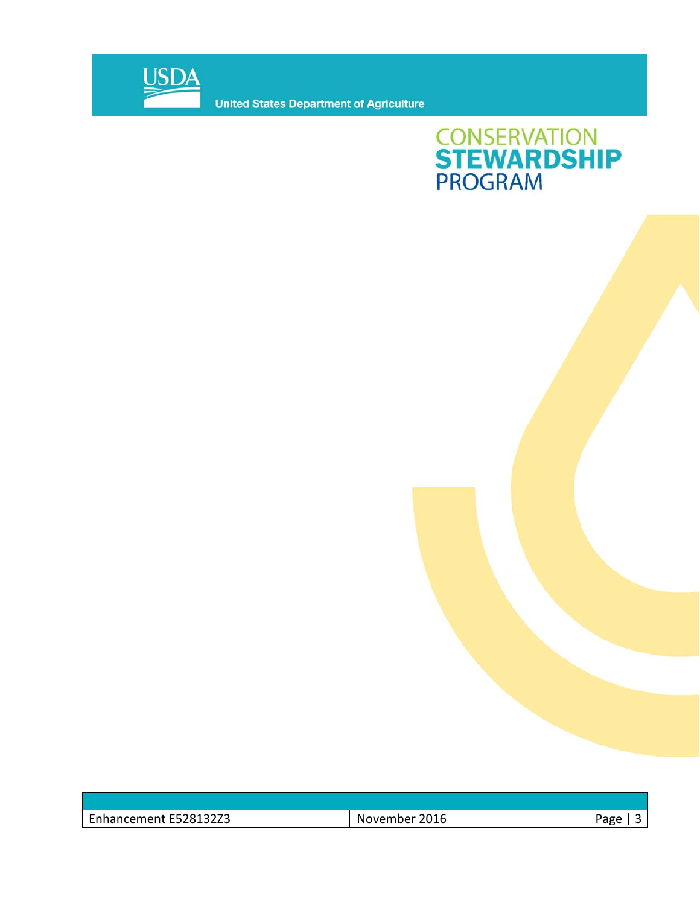USDA

United States Department of Agriculture

CONSERVATION
**STEWARDSHIP**
PROGRAM